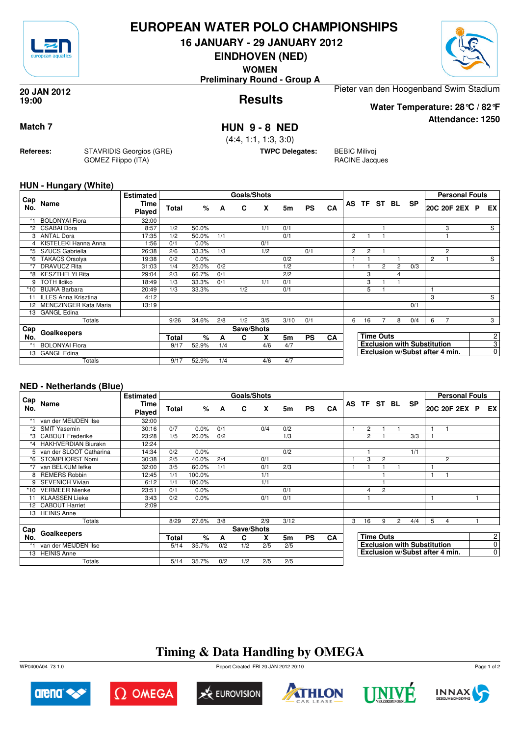# EUROPEAN WATER POLO CHAMPIONSHIPS

## 16 JANUARY - 29 JANUARY 2012

## EINDHOVEN (NED)

**WOMEN**

**Preliminary Round - Group A**

**20 JAN 2012**
**19:00**

Pieter van den Hoogenband Swim Stadium

## Results

**Water Temperature: 28°C / 82°F**

**Attendance: 1250**

**Match 7**

## HUN 9 - 8 NED

(4:4, 1:1, 1:3, 3:0)

**Referees:** STAVRIDIS Georgios (GRE), GOMEZ Filippo (ITA)

**TWPC Delegates:** BEBIC Milivoj, RACINE Jacques

### HUN - Hungary (White)

| Cap No. | Name | Estimated Time Played | Total | % | A | C | X | 5m | PS | CA | AS | TF | ST | BL | SP | 20C | 20F | 2EX | P | EX |
|---|---|---|---|---|---|---|---|---|---|---|---|---|---|---|---|---|---|---|---|---|
| *1 | BOLONYAI Flora | 32:00 | | | | | | | | | | | | | | | | | | |
| *2 | CSABAI Dora | 8:57 | 1/2 | 50.0% | | | 1/1 | 0/1 | | | | | 1 | | | | 3 | | | S |
| 3 | ANTAL Dora | 17:35 | 1/2 | 50.0% | 1/1 | | | 0/1 | | | 2 | 1 | 1 | | | | 1 | | | |
| 4 | KISTELEKI Hanna Anna | 1:56 | 0/1 | 0.0% | | | 0/1 | | | | | | | | | | | | | |
| *5 | SZUCS Gabriella | 26:38 | 2/6 | 33.3% | 1/3 | | 1/2 | | 0/1 | | 2 | 2 | 1 | | | | 2 | | | |
| *6 | TAKACS Orsolya | 19:38 | 0/2 | 0.0% | | | | 0/2 | | | 1 | 1 | | 1 | | 2 | 1 | | | S |
| *7 | DRAVUCZ Rita | 31:03 | 1/4 | 25.0% | 0/2 | | | 1/2 | | | 1 | 1 | 2 | 2 | 0/3 | | | | | |
| *8 | KESZTHELYI Rita | 29:04 | 2/3 | 66.7% | 0/1 | | | 2/2 | | | | 3 | | 4 | | | | | | |
| 9 | TOTH Ildiko | 18:49 | 1/3 | 33.3% | 0/1 | | 1/1 | 0/1 | | | | 3 | 1 | 1 | | | | | | |
| *10 | BUJKA Barbara | 20:49 | 1/3 | 33.3% | | 1/2 | | 0/1 | | | | 5 | 1 | | | 1 | | | | |
| 11 | ILLES Anna Krisztina | 4:12 | | | | | | | | | | | | | | 3 | | | | S |
| 12 | MENCZINGER Kata Maria | 13:19 | | | | | | | | | | | | | 0/1 | | | | | |
| 13 | GANGL Edina | | | | | | | | | | | | | | | | | | | |
| | Totals | | 9/26 | 34.6% | 2/8 | 1/2 | 3/5 | 3/10 | 0/1 | | 6 | 16 | 7 | 8 | 0/4 | 6 | 7 | | | 3 |

| Cap No. | Goalkeepers | Total | % | A | C | X | 5m | PS | CA |
|---|---|---|---|---|---|---|---|---|---|
| *1 | BOLONYAI Flora | 9/17 | 52.9% | 1/4 | | 4/6 | 4/7 | | |
| 13 | GANGL Edina | | | | | | | | |
| | Totals | 9/17 | 52.9% | 1/4 | | 4/6 | 4/7 | | |

| | |
|---|---|
| Time Outs | 2 |
| Exclusion with Substitution | 3 |
| Exclusion w/Subst after 4 min. | 0 |

### NED - Netherlands (Blue)

| Cap No. | Name | Estimated Time Played | Total | % | A | C | X | 5m | PS | CA | AS | TF | ST | BL | SP | 20C | 20F | 2EX | P | EX |
|---|---|---|---|---|---|---|---|---|---|---|---|---|---|---|---|---|---|---|---|---|
| *1 | van der MEIJDEN Ilse | 32:00 | | | | | | | | | | | | | | | | | | |
| *2 | SMIT Yasemin | 30:16 | 0/7 | 0.0% | 0/1 | | 0/4 | 0/2 | | | 1 | 2 | 1 | 1 | | 1 | 1 | | | |
| *3 | CABOUT Frederike | 23:28 | 1/5 | 20.0% | 0/2 | | | 1/3 | | | | 2 | 1 | | 3/3 | 1 | | | | |
| *4 | HAKHVERDIAN Biurakn | 12:24 | | | | | | | | | | | | | | | | | | |
| 5 | van der SLOOT Catharina | 14:34 | 0/2 | 0.0% | | | | 0/2 | | | | 1 | | | 1/1 | | | | | |
| *6 | STOMPHORST Nomi | 30:38 | 2/5 | 40.0% | 2/4 | | 0/1 | | | | 1 | 3 | 2 | | | | 2 | | | |
| *7 | van BELKUM Iefke | 32:00 | 3/5 | 60.0% | 1/1 | | 0/1 | 2/3 | | | 1 | 1 | 1 | 1 | | 1 | | | | |
| 8 | REMERS Robbin | 12:45 | 1/1 | 100.0% | | | 1/1 | | | | | | 1 | | | 1 | 1 | | | |
| 9 | SEVENICH Vivian | 6:12 | 1/1 | 100.0% | | | 1/1 | | | | | | 1 | | | | | | | |
| *10 | VERMEER Nienke | 23:51 | 0/1 | 0.0% | | | | 0/1 | | | | 4 | 2 | | | | | | | |
| 11 | KLAASSEN Lieke | 3:43 | 0/2 | 0.0% | | | 0/1 | 0/1 | | | | 1 | | | | 1 | | | 1 | |
| 12 | CABOUT Harriet | 2:09 | | | | | | | | | | | | | | | | | | |
| 13 | HEINIS Anne | | | | | | | | | | | | | | | | | | | |
| | Totals | | 8/29 | 27.6% | 3/8 | | 2/9 | 3/12 | | | 3 | 16 | 9 | 2 | 4/4 | 5 | 4 | | 1 | |

| Cap No. | Goalkeepers | Total | % | A | C | X | 5m | PS | CA |
|---|---|---|---|---|---|---|---|---|---|
| *1 | van der MEIJDEN Ilse | 5/14 | 35.7% | 0/2 | 1/2 | 2/5 | 2/5 | | |
| 13 | HEINIS Anne | | | | | | | | |
| | Totals | 5/14 | 35.7% | 0/2 | 1/2 | 2/5 | 2/5 | | |

| | |
|---|---|
| Time Outs | 2 |
| Exclusion with Substitution | 0 |
| Exclusion w/Subst after 4 min. | 0 |

## Timing & Data Handling by OMEGA

WP0400A04_73 1.0 Report Created FRI 20 JAN 2012 20:10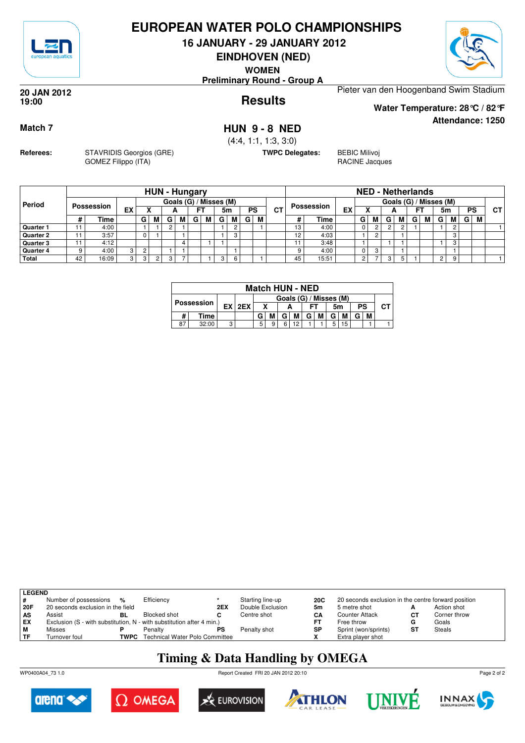# EUROPEAN WATER POLO CHAMPIONSHIPS

## 16 JANUARY - 29 JANUARY 2012

## EINDHOVEN (NED)

**WOMEN**

**Preliminary Round - Group A**

**20 JAN 2012**
**19:00**

## Results

Pieter van den Hoogenband Swim Stadium

**Water Temperature: 28°C / 82°F**

**Attendance: 1250**

**Match 7**

## HUN 9 - 8 NED

(4:4, 1:1, 1:3, 3:0)

**Referees:** STAVRIDIS Georgios (GRE), GOMEZ Filippo (ITA)

**TWPC Delegates:** BEBIC Milivoj, RACINE Jacques

| Period | HUN - Hungary | | | | | | | | | | | | | | NED - Netherlands | | | | | | | | | | | | | |
|---|---|---|---|---|---|---|---|---|---|---|---|---|---|---|---|---|---|---|---|---|---|---|---|---|---|---|---|---|
| | Possession | | EX | Goals (G) / Misses (M) | | | | | | | | | | CT | Possession | | EX | Goals (G) / Misses (M) | | | | | | | | | | CT |
| | | | | X | | A | | FT | | 5m | | PS | | | | | | X | | A | | FT | | 5m | | PS | | |
| | # | Time | | G | M | G | M | G | M | G | M | G | M | | # | Time | | G | M | G | M | G | M | G | M | G | M | |
| Quarter 1 | 11 | 4:00 | | 1 | 1 | 2 | 1 | | | 1 | 2 | | 1 | | 13 | 4:00 | | 0 | 2 | 2 | 2 | 1 | | 1 | 2 | | | 1 |
| Quarter 2 | 11 | 3:57 | | 0 | 1 | | 1 | | | 1 | 3 | | | | 12 | 4:03 | | 1 | 2 | | 1 | | | | 3 | | | |
| Quarter 3 | 11 | 4:12 | | | | | 4 | | 1 | 1 | | | | | 11 | 3:48 | | 1 | | 1 | 1 | | | 1 | 3 | | | |
| Quarter 4 | 9 | 4:00 | 3 | 2 | | 1 | 1 | | | | 1 | | | | 9 | 4:00 | | 0 | 3 | | 1 | | | | 1 | | | |
| Total | 42 | 16:09 | 3 | 3 | 2 | 3 | 7 | | 1 | 3 | 6 | | 1 | | 45 | 15:51 | | 2 | 7 | 3 | 5 | 1 | | 2 | 9 | | | 1 |

| Match HUN - NED | | | | | | | | | | | | | | |
|---|---|---|---|---|---|---|---|---|---|---|---|---|---|---|
| Possession | | EX | 2EX | Goals (G) / Misses (M) | | | | | | | | | | CT |
| | | | | X | | A | | FT | | 5m | | PS | | |
| # | Time | | | G | M | G | M | G | M | G | M | G | M | |
| 87 | 32:00 | 3 | | 5 | 9 | 6 | 12 | 1 | 1 | 5 | 15 | | 1 | 1 |

**LEGEND**

| | | | | | | | |
|---|---|---|---|---|---|---|---|
| # | Number of possessions | % | Efficiency | * | Starting line-up | 20C | 20 seconds exclusion in the centre forward position |
| 20F | 20 seconds exclusion in the field | | | 2EX | Double Exclusion | 5m | 5 metre shot |
| AS | Assist | BL | Blocked shot | C | Centre shot | CA | Counter Attack |
| A | Action shot | CT | Corner throw | | | | |
| EX | Exclusion (S - with substitution, N - with substitution after 4 min.) | | | | | FT | Free throw |
| G | Goals | | | | | | |
| M | Misses | P | Penalty | PS | Penalty shot | SP | Sprint (won/sprints) |
| ST | Steals | | | | | | |
| TF | Turnover foul | TWPC | Technical Water Polo Committee | | | X | Extra player shot |

## Timing & Data Handling by OMEGA

WP0400A04_73 1.0 Report Created FRI 20 JAN 2012 20:10